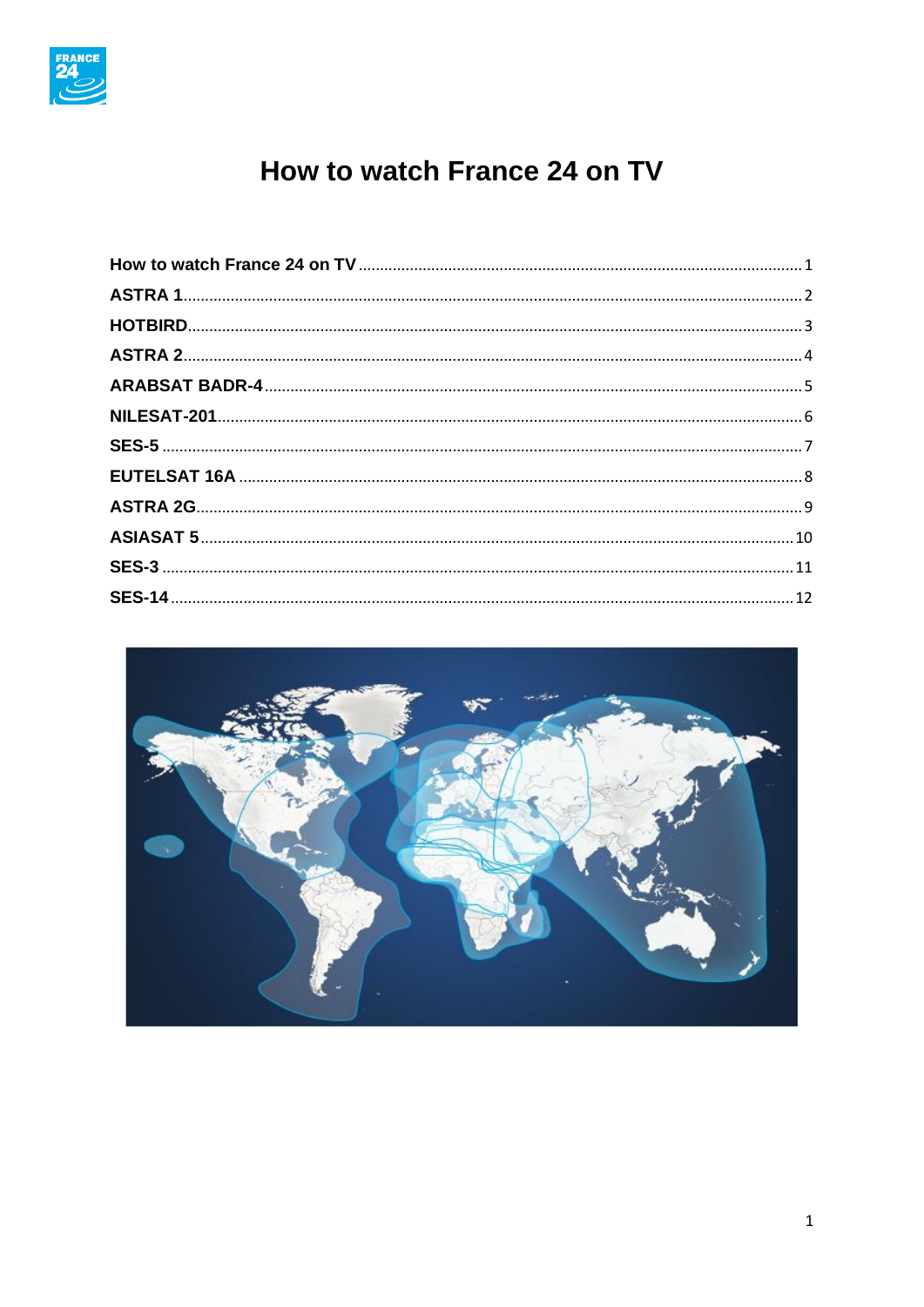# How to watch France 24 on TV

- How to watch France 24 on TV ........ 1
- ASTRA 1 ........ 2
- HOTBIRD ........ 3
- ASTRA 2 ........ 4
- ARABSAT BADR-4 ........ 5
- NILESAT-201 ........ 6
- SES-5 ........ 7
- EUTELSAT 16A ........ 8
- ASTRA 2G ........ 9
- ASIASAT 5 ........ 10
- SES-3 ........ 11
- SES-14 ........ 12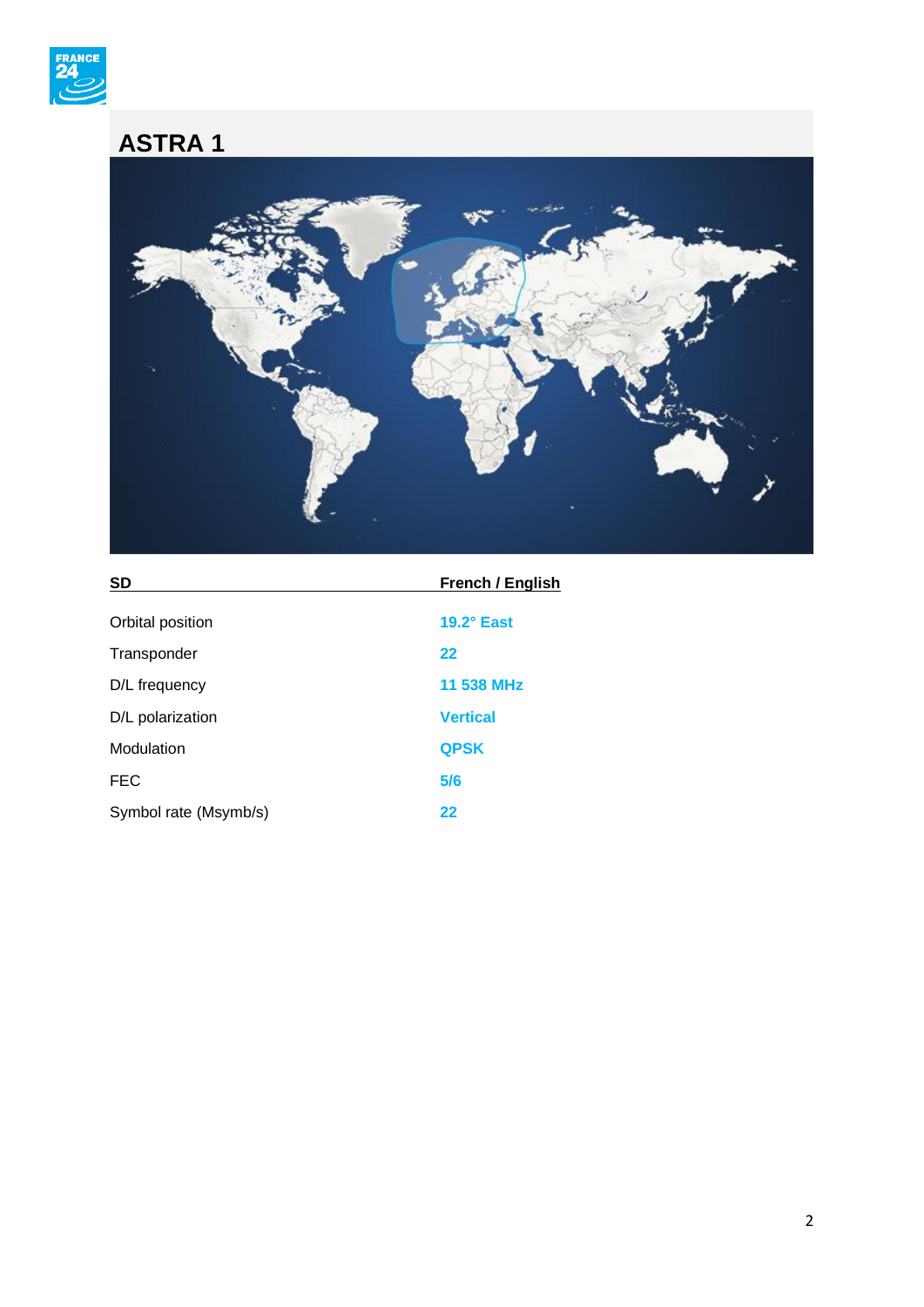# ASTRA 1

| SD | French / English |
|---|---|
| Orbital position | **19.2° East** |
| Transponder | **22** |
| D/L frequency | **11 538 MHz** |
| D/L polarization | **Vertical** |
| Modulation | **QPSK** |
| FEC | **5/6** |
| Symbol rate (Msymb/s) | **22** |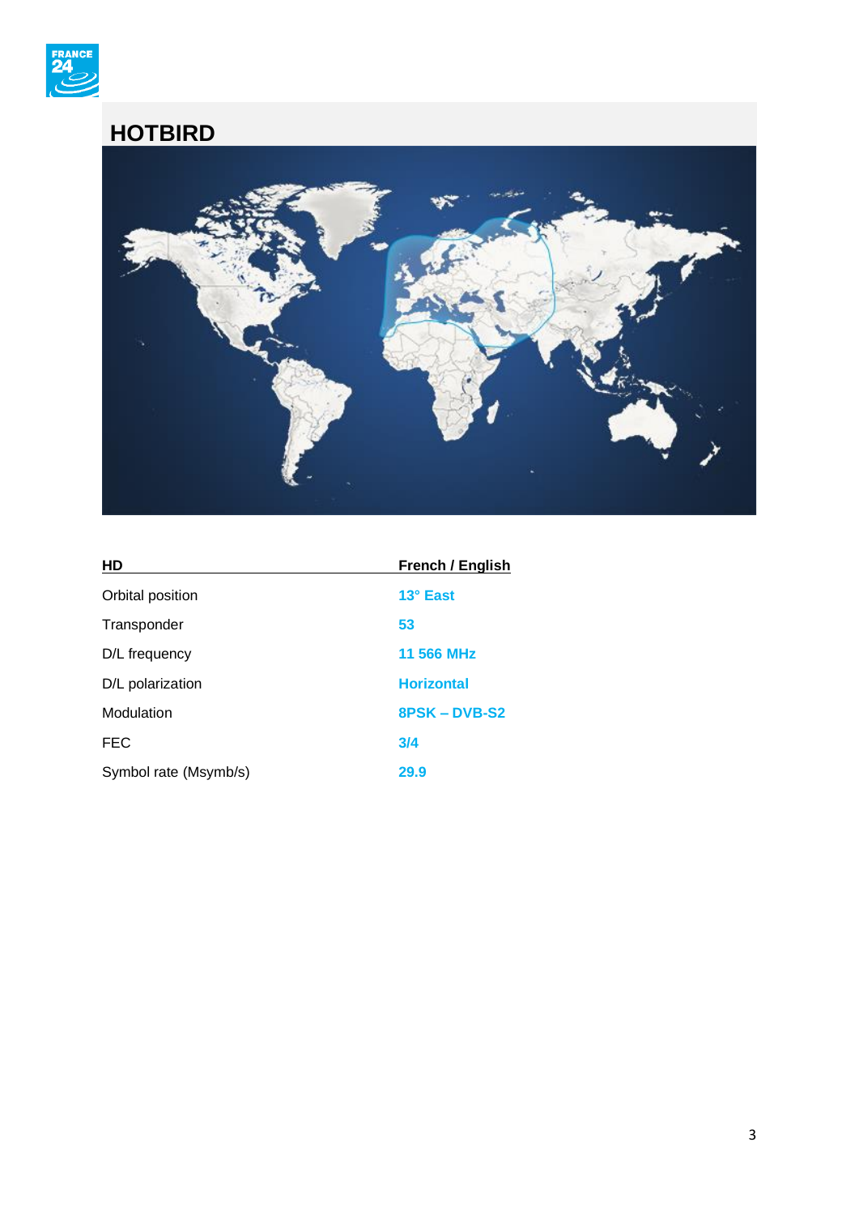## HOTBIRD

| HD | French / English |
| --- | --- |
| Orbital position | **13° East** |
| Transponder | **53** |
| D/L frequency | **11 566 MHz** |
| D/L polarization | **Horizontal** |
| Modulation | **8PSK – DVB-S2** |
| FEC | **3/4** |
| Symbol rate (Msymb/s) | **29.9** |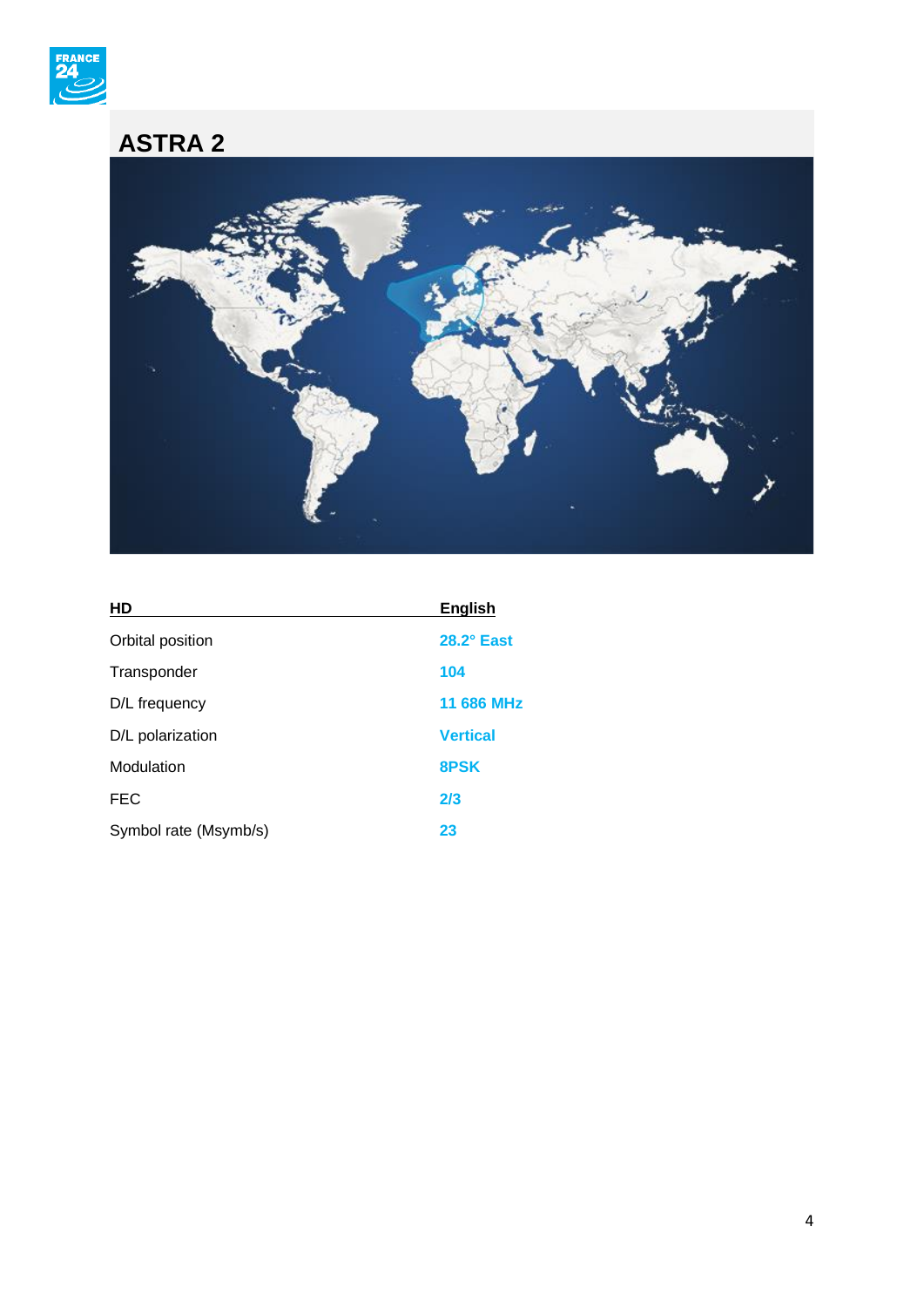## ASTRA 2

| HD | English |
|---|---|
| Orbital position | 28.2° East |
| Transponder | 104 |
| D/L frequency | 11 686 MHz |
| D/L polarization | Vertical |
| Modulation | 8PSK |
| FEC | 2/3 |
| Symbol rate (Msymb/s) | 23 |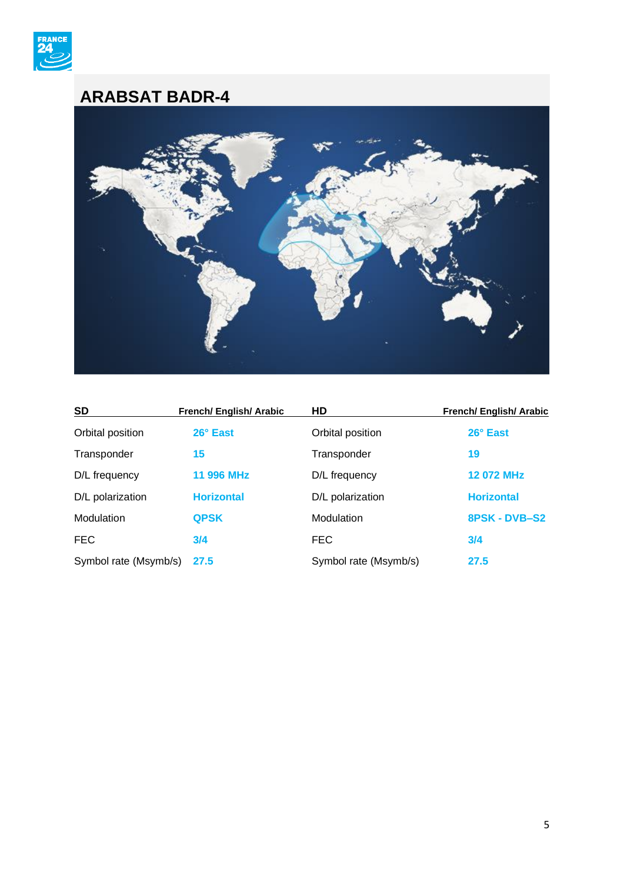## ARABSAT BADR-4

| SD | French/ English/ Arabic | HD | French/ English/ Arabic |
|---|---|---|---|
| Orbital position | **26° East** | Orbital position | **26° East** |
| Transponder | **15** | Transponder | **19** |
| D/L frequency | **11 996 MHz** | D/L frequency | **12 072 MHz** |
| D/L polarization | **Horizontal** | D/L polarization | **Horizontal** |
| Modulation | **QPSK** | Modulation | **8PSK - DVB–S2** |
| FEC | **3/4** | FEC | **3/4** |
| Symbol rate (Msymb/s) | **27.5** | Symbol rate (Msymb/s) | **27.5** |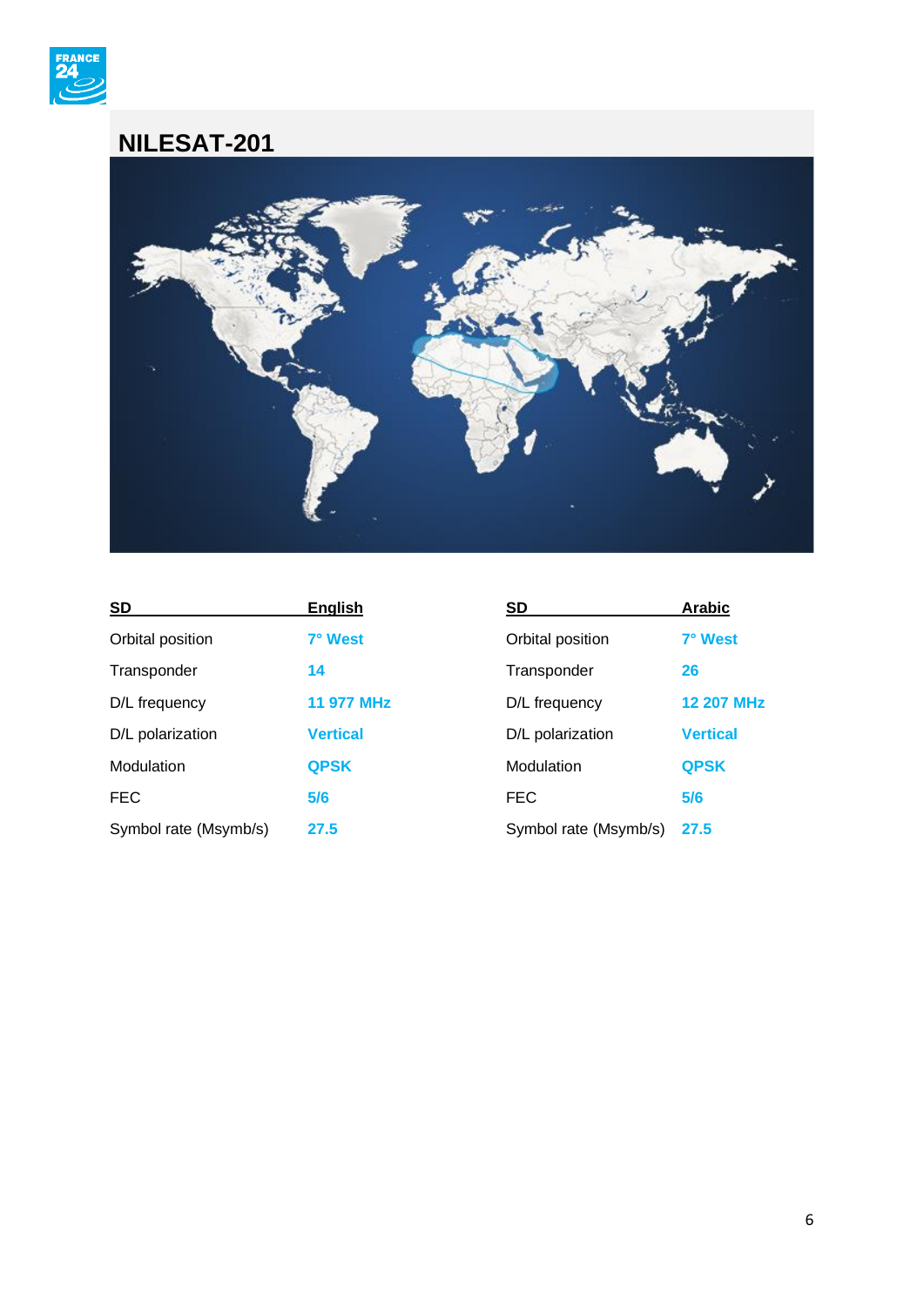## NILESAT-201

| SD | English |
| --- | --- |
| Orbital position | **7° West** |
| Transponder | **14** |
| D/L frequency | **11 977 MHz** |
| D/L polarization | **Vertical** |
| Modulation | **QPSK** |
| FEC | **5/6** |
| Symbol rate (Msymb/s) | **27.5** |

| SD | Arabic |
| --- | --- |
| Orbital position | **7° West** |
| Transponder | **26** |
| D/L frequency | **12 207 MHz** |
| D/L polarization | **Vertical** |
| Modulation | **QPSK** |
| FEC | **5/6** |
| Symbol rate (Msymb/s) | **27.5** |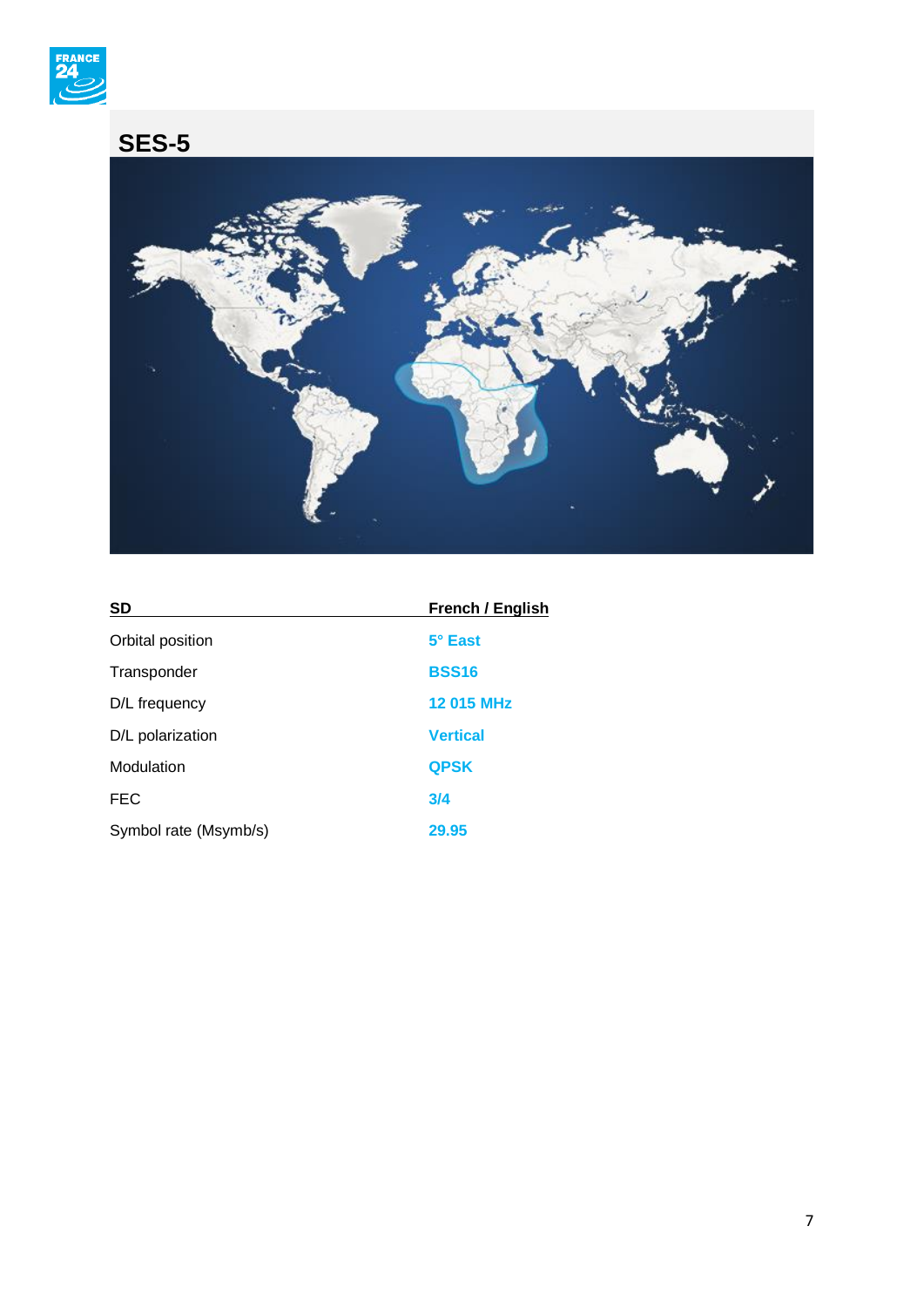## SES-5

| SD | French / English |
|---|---|
| Orbital position | 5° East |
| Transponder | BSS16 |
| D/L frequency | 12 015 MHz |
| D/L polarization | Vertical |
| Modulation | QPSK |
| FEC | 3/4 |
| Symbol rate (Msymb/s) | 29.95 |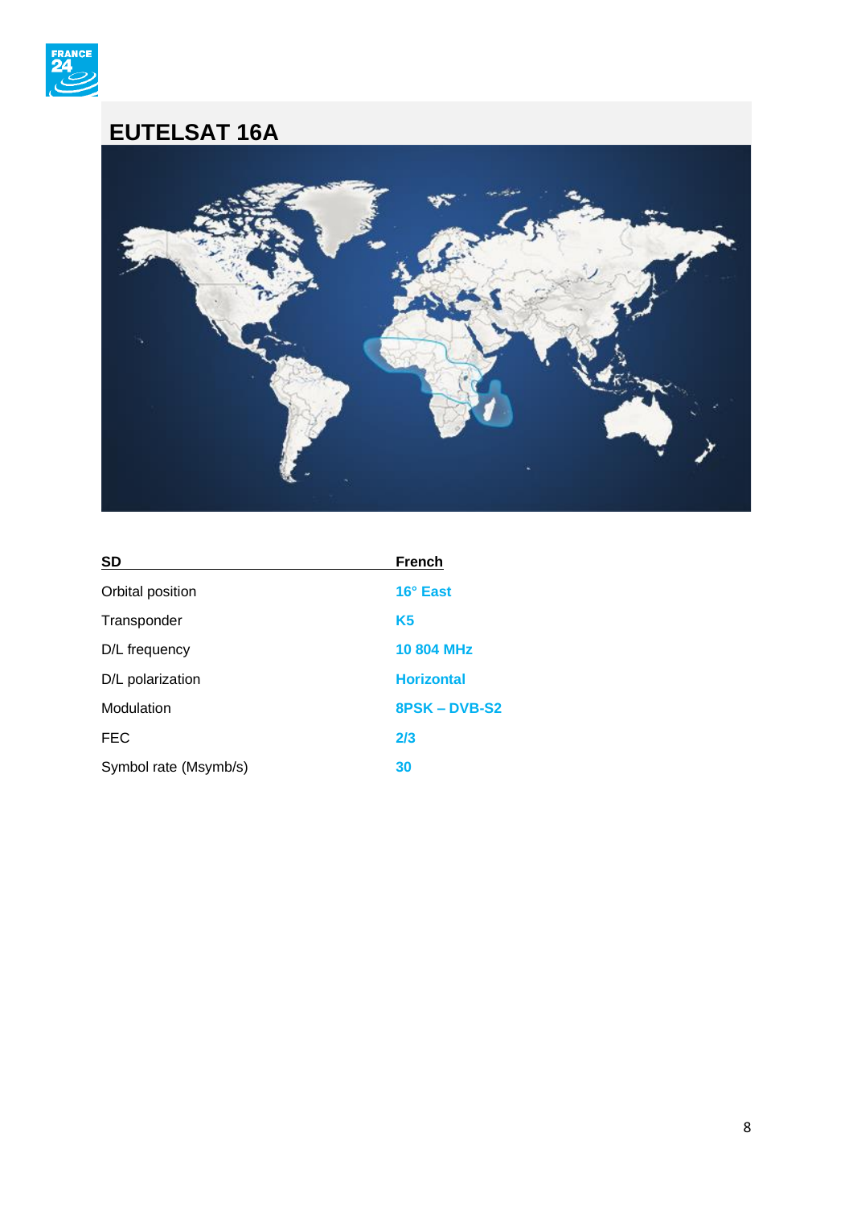# EUTELSAT 16A

| SD | French |
|---|---|
| Orbital position | **16° East** |
| Transponder | **K5** |
| D/L frequency | **10 804 MHz** |
| D/L polarization | **Horizontal** |
| Modulation | **8PSK – DVB-S2** |
| FEC | **2/3** |
| Symbol rate (Msymb/s) | **30** |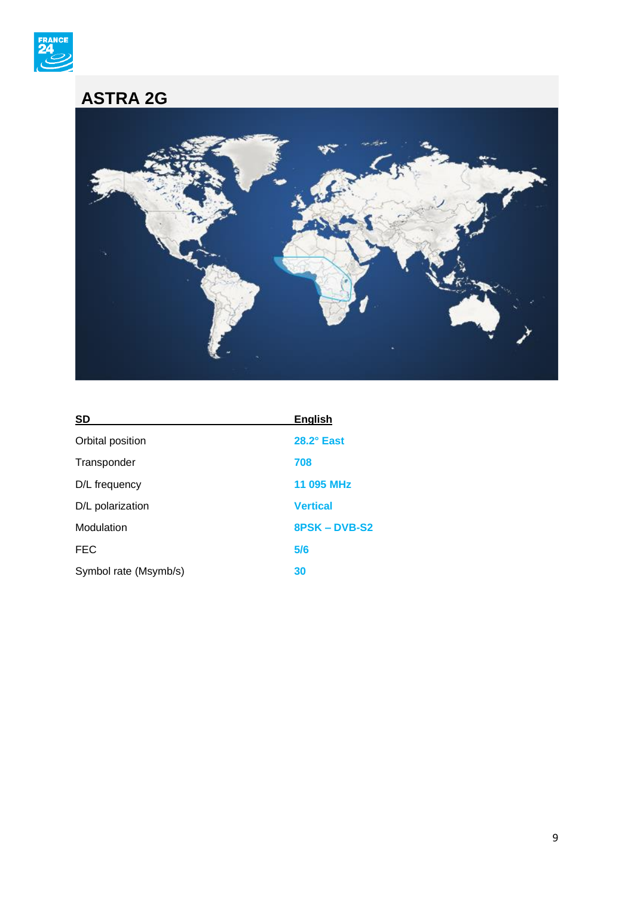## ASTRA 2G

| SD | English |
|---|---|
| Orbital position | **28.2° East** |
| Transponder | **708** |
| D/L frequency | **11 095 MHz** |
| D/L polarization | **Vertical** |
| Modulation | **8PSK – DVB-S2** |
| FEC | **5/6** |
| Symbol rate (Msymb/s) | **30** |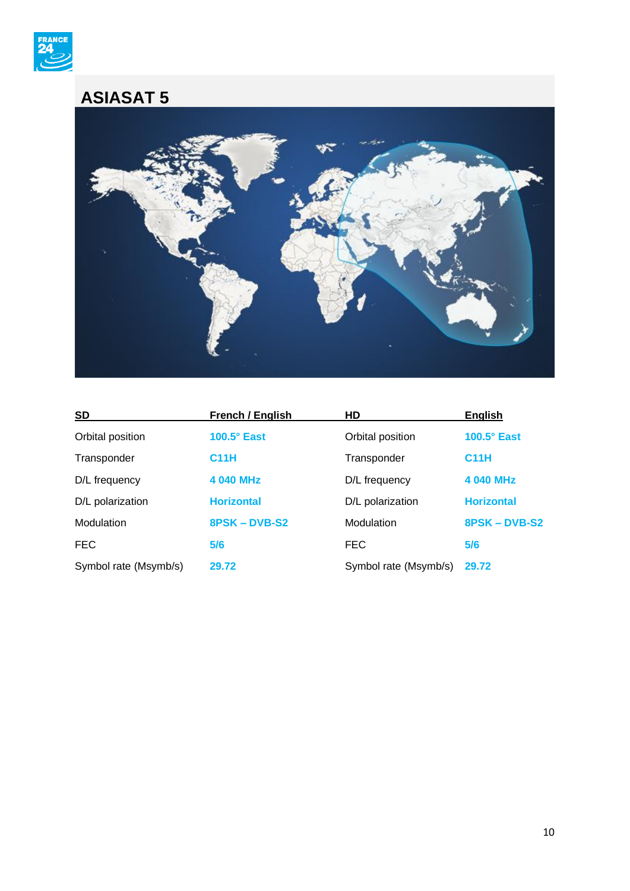## ASIASAT 5

| SD | French / English | HD | English |
|---|---|---|---|
| Orbital position | **100.5° East** | Orbital position | **100.5° East** |
| Transponder | **C11H** | Transponder | **C11H** |
| D/L frequency | **4 040 MHz** | D/L frequency | **4 040 MHz** |
| D/L polarization | **Horizontal** | D/L polarization | **Horizontal** |
| Modulation | **8PSK – DVB-S2** | Modulation | **8PSK – DVB-S2** |
| FEC | **5/6** | FEC | **5/6** |
| Symbol rate (Msymb/s) | **29.72** | Symbol rate (Msymb/s) | **29.72** |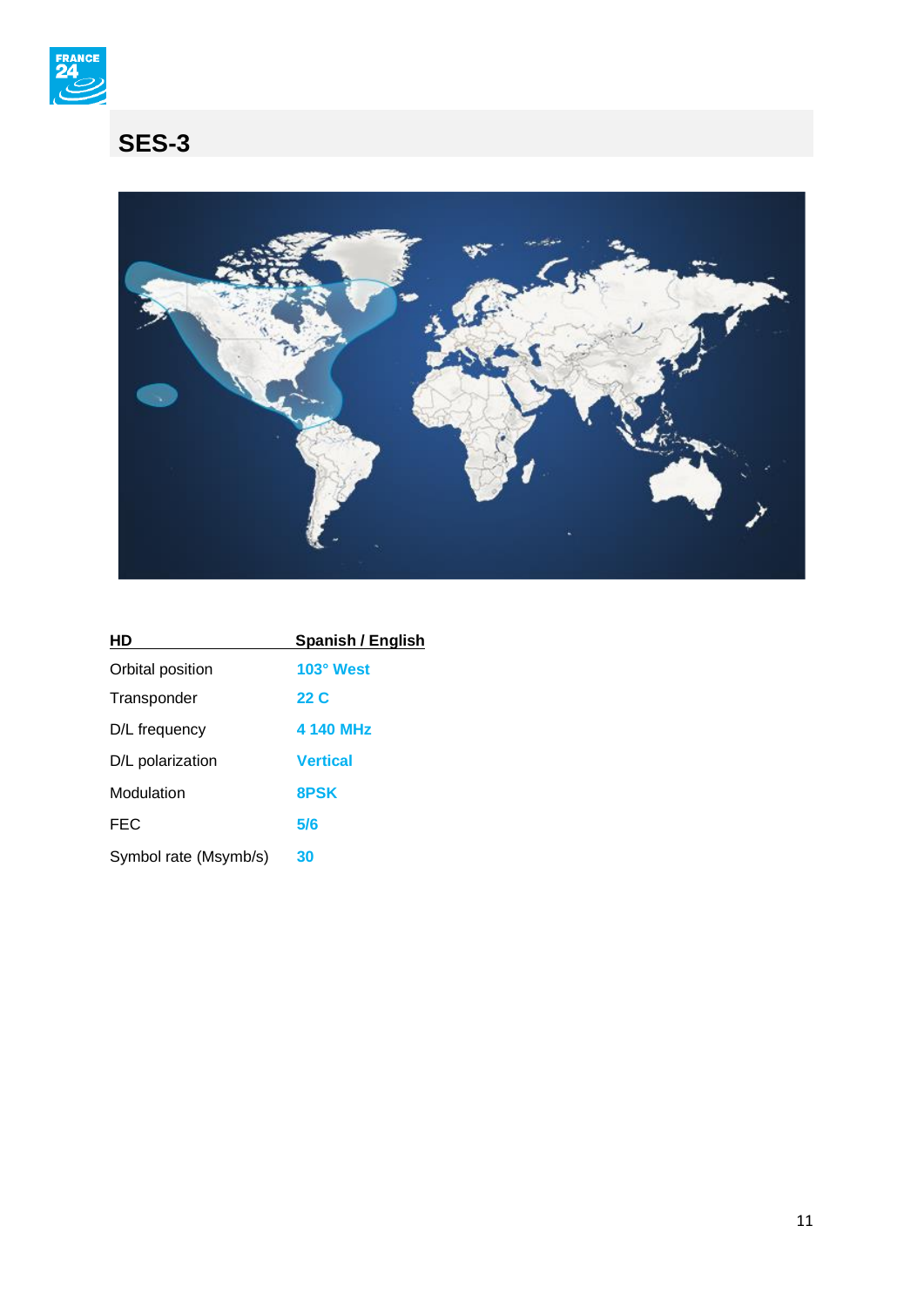## SES-3

| HD | Spanish / English |
|---|---|
| Orbital position | **103° West** |
| Transponder | **22 C** |
| D/L frequency | **4 140 MHz** |
| D/L polarization | **Vertical** |
| Modulation | **8PSK** |
| FEC | **5/6** |
| Symbol rate (Msymb/s) | **30** |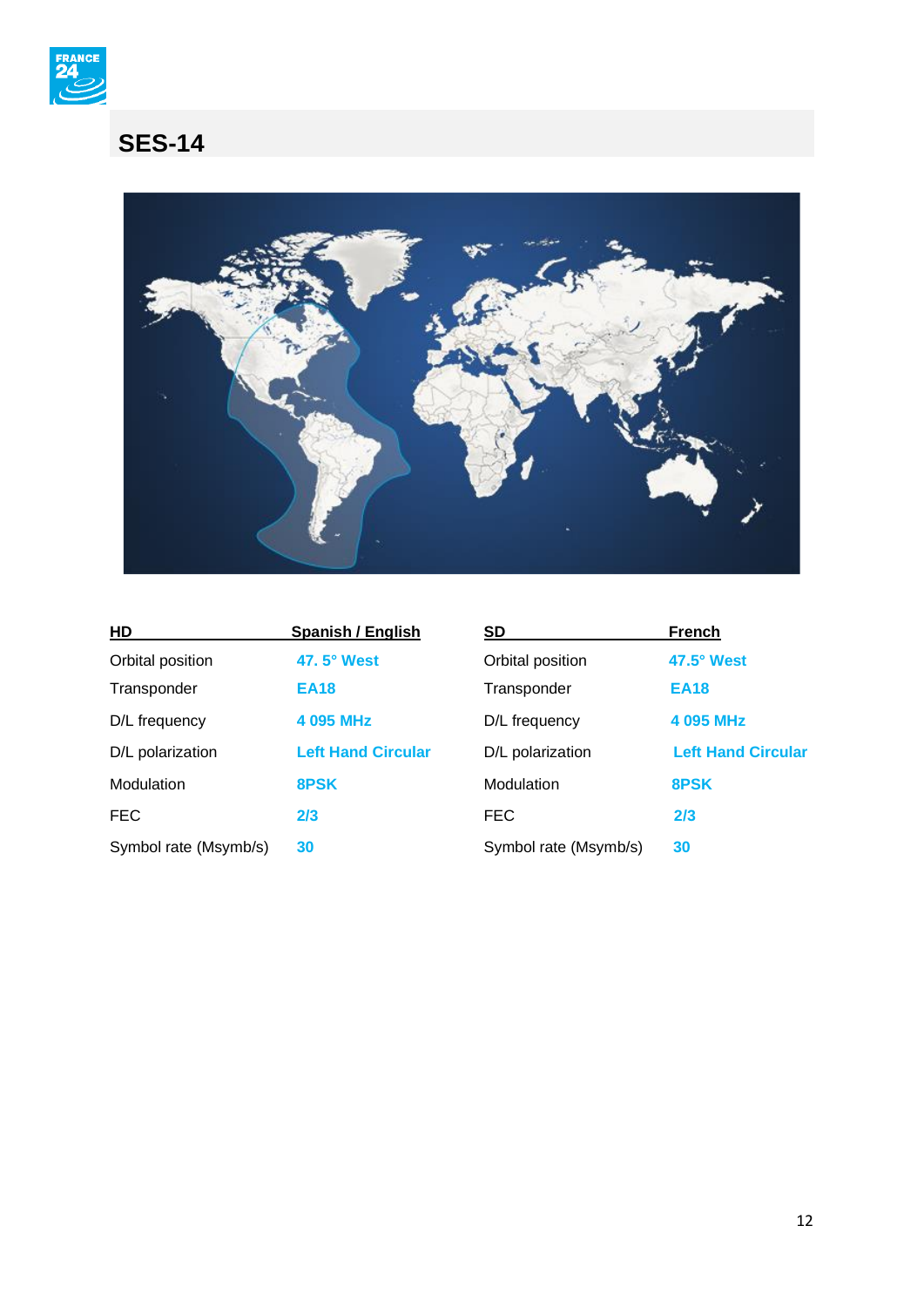## SES-14

| HD | Spanish / English | SD | French |
|---|---|---|---|
| Orbital position | 47. 5° West | Orbital position | 47.5° West |
| Transponder | EA18 | Transponder | EA18 |
| D/L frequency | 4 095 MHz | D/L frequency | 4 095 MHz |
| D/L polarization | Left Hand Circular | D/L polarization | Left Hand Circular |
| Modulation | 8PSK | Modulation | 8PSK |
| FEC | 2/3 | FEC | 2/3 |
| Symbol rate (Msymb/s) | 30 | Symbol rate (Msymb/s) | 30 |